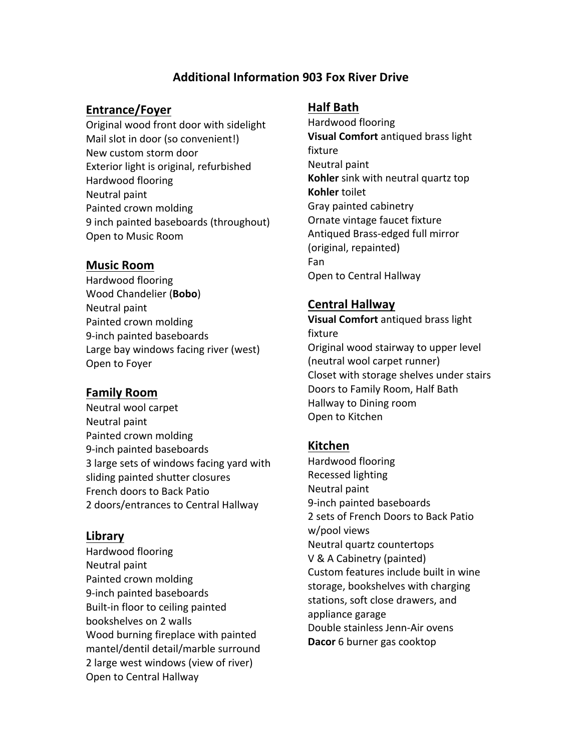# Additional Information 903 Fox River Drive

## Entrance/Foyer

Original wood front door with sidelight
Mail slot in door (so convenient!)
New custom storm door
Exterior light is original, refurbished
Hardwood flooring
Neutral paint
Painted crown molding
9 inch painted baseboards (throughout)
Open to Music Room

## Music Room

Hardwood flooring
Wood Chandelier (**Bobo**)
Neutral paint
Painted crown molding
9-inch painted baseboards
Large bay windows facing river (west)
Open to Foyer

## Family Room

Neutral wool carpet
Neutral paint
Painted crown molding
9-inch painted baseboards
3 large sets of windows facing yard with sliding painted shutter closures
French doors to Back Patio
2 doors/entrances to Central Hallway

## Library

Hardwood flooring
Neutral paint
Painted crown molding
9-inch painted baseboards
Built-in floor to ceiling painted bookshelves on 2 walls
Wood burning fireplace with painted mantel/dentil detail/marble surround
2 large west windows (view of river)
Open to Central Hallway

## Half Bath

Hardwood flooring
**Visual Comfort** antiqued brass light fixture
Neutral paint
**Kohler** sink with neutral quartz top
**Kohler** toilet
Gray painted cabinetry
Ornate vintage faucet fixture
Antiqued Brass-edged full mirror (original, repainted)
Fan
Open to Central Hallway

## Central Hallway

**Visual Comfort** antiqued brass light fixture
Original wood stairway to upper level (neutral wool carpet runner)
Closet with storage shelves under stairs
Doors to Family Room, Half Bath
Hallway to Dining room
Open to Kitchen

## Kitchen

Hardwood flooring
Recessed lighting
Neutral paint
9-inch painted baseboards
2 sets of French Doors to Back Patio w/pool views
Neutral quartz countertops
V & A Cabinetry (painted)
Custom features include built in wine storage, bookshelves with charging stations, soft close drawers, and appliance garage
Double stainless Jenn-Air ovens
**Dacor** 6 burner gas cooktop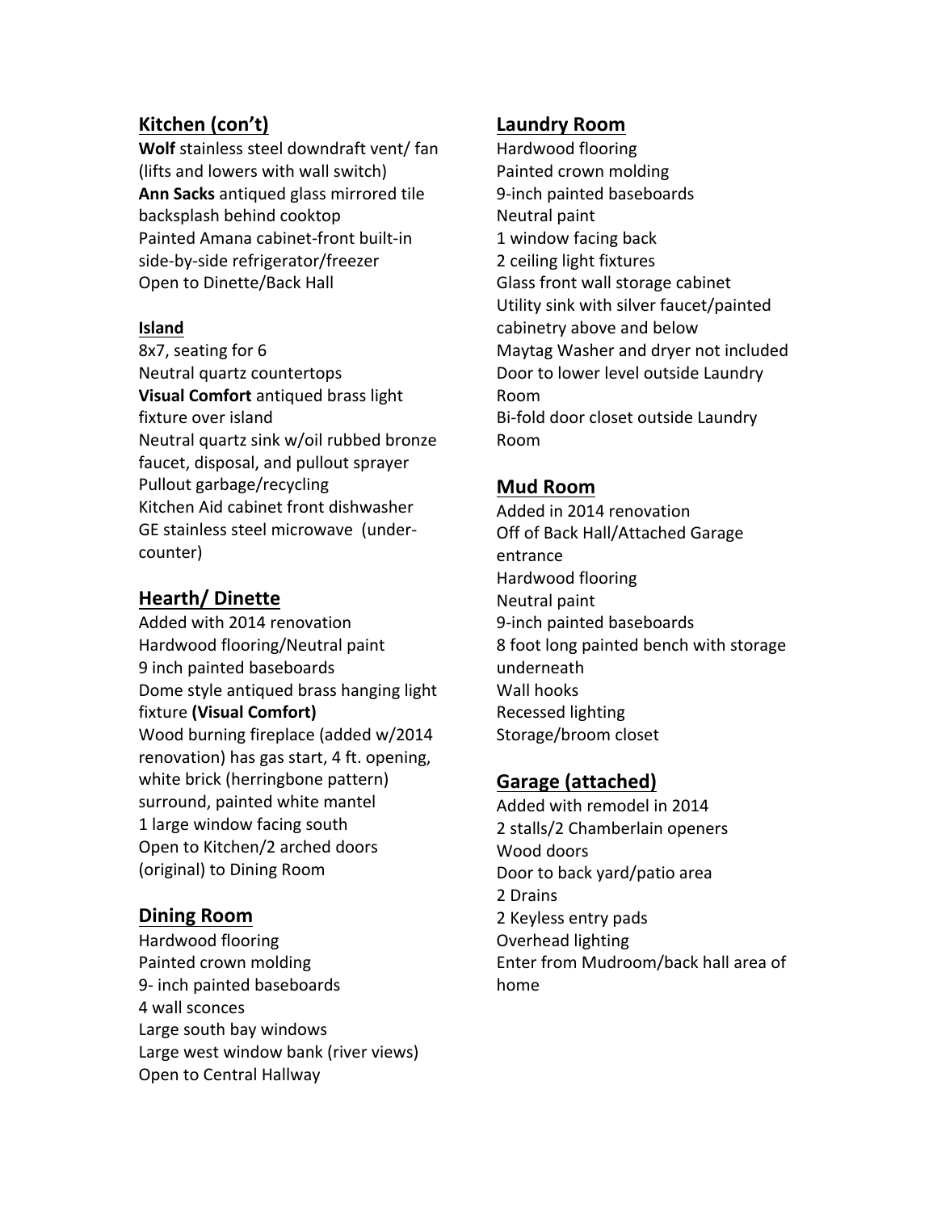## Kitchen (con't)

**Wolf** stainless steel downdraft vent/ fan (lifts and lowers with wall switch)
**Ann Sacks** antiqued glass mirrored tile backsplash behind cooktop
Painted Amana cabinet-front built-in side-by-side refrigerator/freezer
Open to Dinette/Back Hall

### Island

8x7, seating for 6
Neutral quartz countertops
**Visual Comfort** antiqued brass light fixture over island
Neutral quartz sink w/oil rubbed bronze faucet, disposal, and pullout sprayer
Pullout garbage/recycling
Kitchen Aid cabinet front dishwasher
GE stainless steel microwave (under-counter)

## Hearth/ Dinette

Added with 2014 renovation
Hardwood flooring/Neutral paint
9 inch painted baseboards
Dome style antiqued brass hanging light fixture **(Visual Comfort)**
Wood burning fireplace (added w/2014 renovation) has gas start, 4 ft. opening, white brick (herringbone pattern) surround, painted white mantel
1 large window facing south
Open to Kitchen/2 arched doors (original) to Dining Room

## Dining Room

Hardwood flooring
Painted crown molding
9- inch painted baseboards
4 wall sconces
Large south bay windows
Large west window bank (river views)
Open to Central Hallway

## Laundry Room

Hardwood flooring
Painted crown molding
9-inch painted baseboards
Neutral paint
1 window facing back
2 ceiling light fixtures
Glass front wall storage cabinet
Utility sink with silver faucet/painted cabinetry above and below
Maytag Washer and dryer not included
Door to lower level outside Laundry Room
Bi-fold door closet outside Laundry Room

## Mud Room

Added in 2014 renovation
Off of Back Hall/Attached Garage entrance
Hardwood flooring
Neutral paint
9-inch painted baseboards
8 foot long painted bench with storage underneath
Wall hooks
Recessed lighting
Storage/broom closet

## Garage (attached)

Added with remodel in 2014
2 stalls/2 Chamberlain openers
Wood doors
Door to back yard/patio area
2 Drains
2 Keyless entry pads
Overhead lighting
Enter from Mudroom/back hall area of home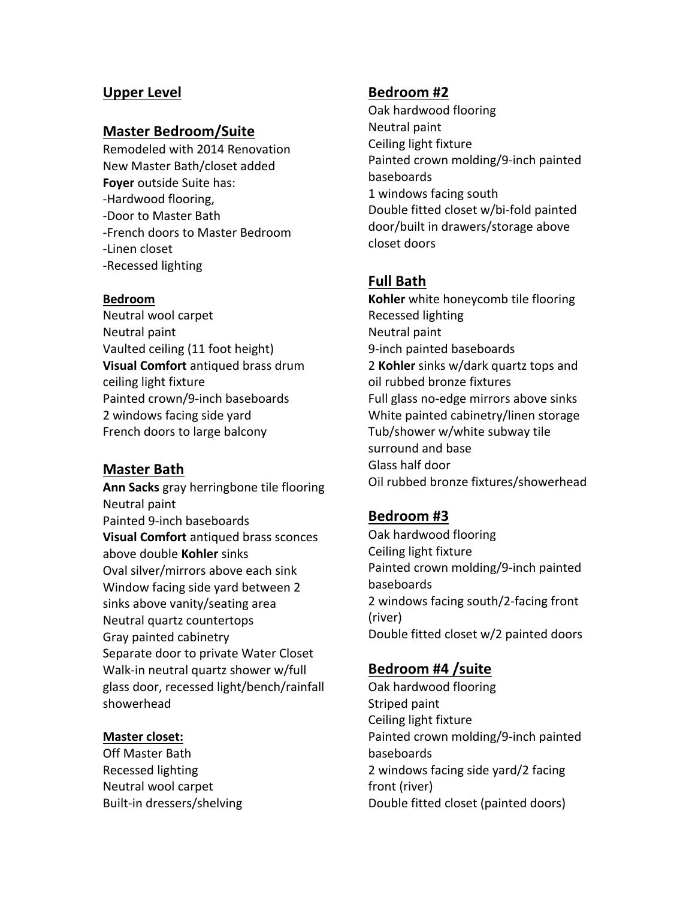## Upper Level

## Master Bedroom/Suite

Remodeled with 2014 Renovation
New Master Bath/closet added
**Foyer** outside Suite has:
-Hardwood flooring,
-Door to Master Bath
-French doors to Master Bedroom
-Linen closet
-Recessed lighting

### Bedroom

Neutral wool carpet
Neutral paint
Vaulted ceiling (11 foot height)
**Visual Comfort** antiqued brass drum ceiling light fixture
Painted crown/9-inch baseboards
2 windows facing side yard
French doors to large balcony

## Master Bath

**Ann Sacks** gray herringbone tile flooring
Neutral paint
Painted 9-inch baseboards
**Visual Comfort** antiqued brass sconces above double **Kohler** sinks
Oval silver/mirrors above each sink
Window facing side yard between 2 sinks above vanity/seating area
Neutral quartz countertops
Gray painted cabinetry
Separate door to private Water Closet
Walk-in neutral quartz shower w/full glass door, recessed light/bench/rainfall showerhead

### Master closet:

Off Master Bath
Recessed lighting
Neutral wool carpet
Built-in dressers/shelving

## Bedroom #2

Oak hardwood flooring
Neutral paint
Ceiling light fixture
Painted crown molding/9-inch painted baseboards
1 windows facing south
Double fitted closet w/bi-fold painted door/built in drawers/storage above closet doors

## Full Bath

**Kohler** white honeycomb tile flooring
Recessed lighting
Neutral paint
9-inch painted baseboards
2 **Kohler** sinks w/dark quartz tops and oil rubbed bronze fixtures
Full glass no-edge mirrors above sinks
White painted cabinetry/linen storage
Tub/shower w/white subway tile surround and base
Glass half door
Oil rubbed bronze fixtures/showerhead

## Bedroom #3

Oak hardwood flooring
Ceiling light fixture
Painted crown molding/9-inch painted baseboards
2 windows facing south/2-facing front (river)
Double fitted closet w/2 painted doors

## Bedroom #4 /suite

Oak hardwood flooring
Striped paint
Ceiling light fixture
Painted crown molding/9-inch painted baseboards
2 windows facing side yard/2 facing front (river)
Double fitted closet (painted doors)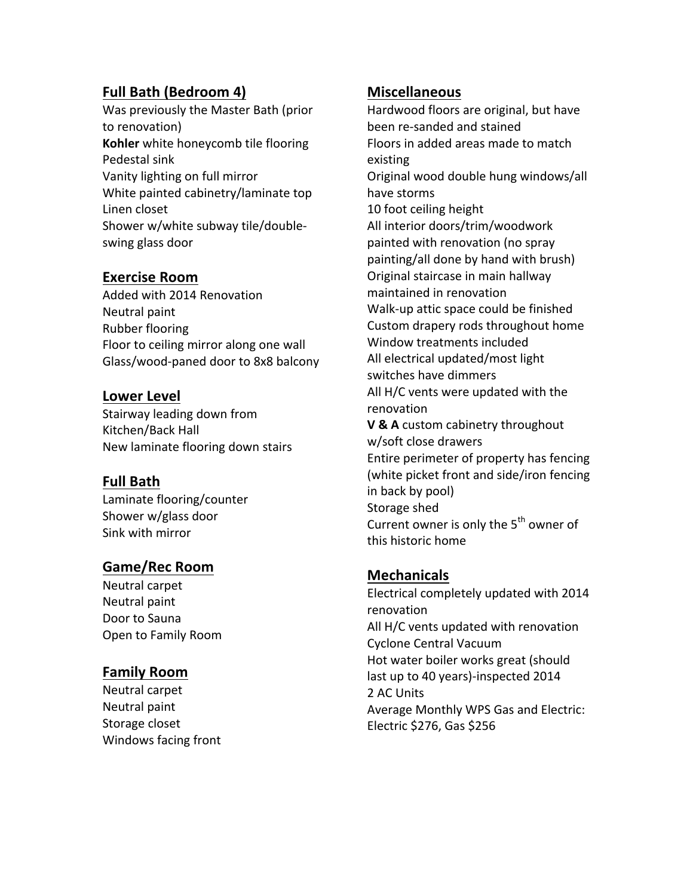## Full Bath (Bedroom 4)

Was previously the Master Bath (prior to renovation)
**Kohler** white honeycomb tile flooring
Pedestal sink
Vanity lighting on full mirror
White painted cabinetry/laminate top
Linen closet
Shower w/white subway tile/double-swing glass door

## Exercise Room

Added with 2014 Renovation
Neutral paint
Rubber flooring
Floor to ceiling mirror along one wall
Glass/wood-paned door to 8x8 balcony

## Lower Level

Stairway leading down from Kitchen/Back Hall
New laminate flooring down stairs

## Full Bath

Laminate flooring/counter
Shower w/glass door
Sink with mirror

## Game/Rec Room

Neutral carpet
Neutral paint
Door to Sauna
Open to Family Room

## Family Room

Neutral carpet
Neutral paint
Storage closet
Windows facing front

## Miscellaneous

Hardwood floors are original, but have been re-sanded and stained
Floors in added areas made to match existing
Original wood double hung windows/all have storms
10 foot ceiling height
All interior doors/trim/woodwork painted with renovation (no spray painting/all done by hand with brush)
Original staircase in main hallway maintained in renovation
Walk-up attic space could be finished
Custom drapery rods throughout home
Window treatments included
All electrical updated/most light switches have dimmers
All H/C vents were updated with the renovation
**V & A** custom cabinetry throughout w/soft close drawers
Entire perimeter of property has fencing (white picket front and side/iron fencing in back by pool)
Storage shed
Current owner is only the 5th owner of this historic home

## Mechanicals

Electrical completely updated with 2014 renovation
All H/C vents updated with renovation
Cyclone Central Vacuum
Hot water boiler works great (should last up to 40 years)-inspected 2014
2 AC Units
Average Monthly WPS Gas and Electric: Electric $276, Gas $256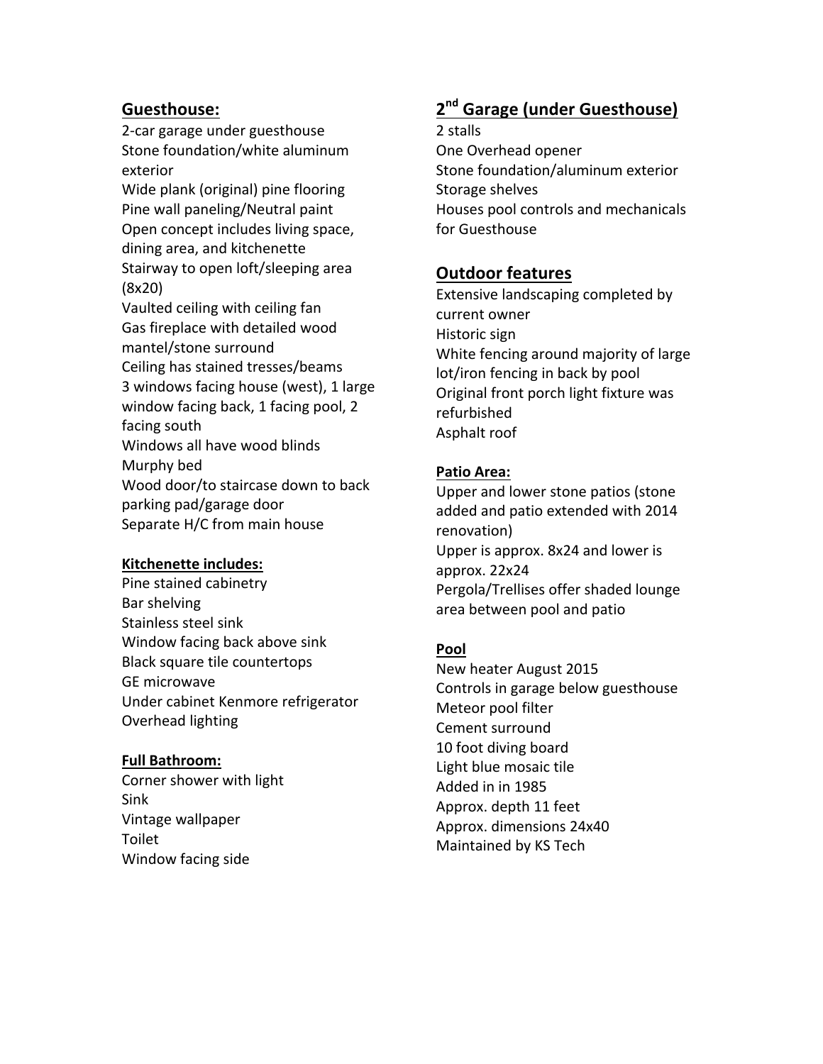## Guesthouse:

2-car garage under guesthouse
Stone foundation/white aluminum exterior
Wide plank (original) pine flooring
Pine wall paneling/Neutral paint
Open concept includes living space, dining area, and kitchenette
Stairway to open loft/sleeping area (8x20)
Vaulted ceiling with ceiling fan
Gas fireplace with detailed wood mantel/stone surround
Ceiling has stained tresses/beams
3 windows facing house (west), 1 large window facing back, 1 facing pool, 2 facing south
Windows all have wood blinds
Murphy bed
Wood door/to staircase down to back parking pad/garage door
Separate H/C from main house

### Kitchenette includes:

Pine stained cabinetry
Bar shelving
Stainless steel sink
Window facing back above sink
Black square tile countertops
GE microwave
Under cabinet Kenmore refrigerator
Overhead lighting

### Full Bathroom:

Corner shower with light
Sink
Vintage wallpaper
Toilet
Window facing side

## 2nd Garage (under Guesthouse)

2 stalls
One Overhead opener
Stone foundation/aluminum exterior
Storage shelves
Houses pool controls and mechanicals for Guesthouse

## Outdoor features

Extensive landscaping completed by current owner
Historic sign
White fencing around majority of large lot/iron fencing in back by pool
Original front porch light fixture was refurbished
Asphalt roof

### Patio Area:

Upper and lower stone patios (stone added and patio extended with 2014 renovation)
Upper is approx. 8x24 and lower is approx. 22x24
Pergola/Trellises offer shaded lounge area between pool and patio

### Pool

New heater August 2015
Controls in garage below guesthouse
Meteor pool filter
Cement surround
10 foot diving board
Light blue mosaic tile
Added in in 1985
Approx. depth 11 feet
Approx. dimensions 24x40
Maintained by KS Tech